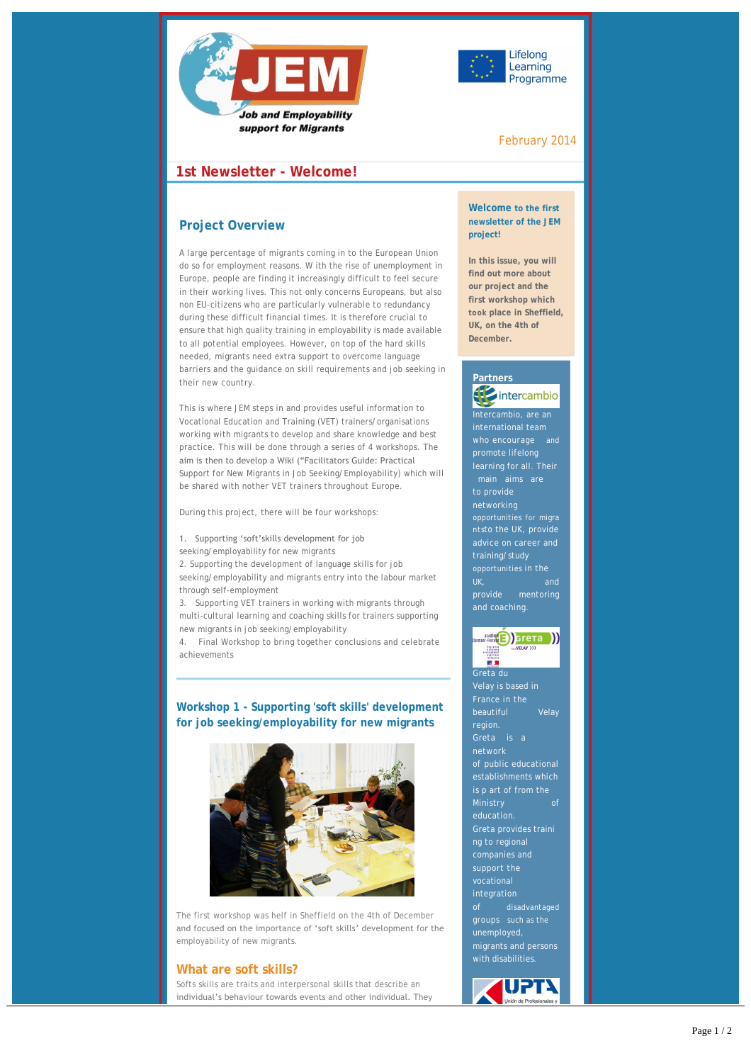JEM

*Job and Employability support for Migrants*

Lifelong Learning Programme

February 2014

## 1st Newsletter - Welcome!

### Project Overview

A large percentage of migrants coming in to the European Union do so for employment reasons. W ith the rise of unemployment in Europe, people are finding it increasingly difficult to feel secure in their working lives. This not only concerns Europeans, but also non EU-citizens who are particularly vulnerable to redundancy during these difficult financial times. It is therefore crucial to ensure that high quality training in employability is made available to all potential employees. However, on top of the hard skills needed, migrants need extra support to overcome language barriers and the guidance on skill requirements and job seeking in their new country.

This is where JEM steps in and provides useful information to Vocational Education and Training (VET) trainers/organisations working with migrants to develop and share knowledge and best practice. This will be done through a series of 4 workshops. The aim is then to develop a Wiki ("Facilitators Guide: Practical Support for New Migrants in Job Seeking/Employability) which will be shared with nother VET trainers throughout Europe.

During this project, there will be four workshops:

1. Supporting 'soft'skills development for job seeking/employability for new migrants
2. Supporting the development of language skills for job seeking/employability and migrants entry into the labour market through self-employment
3. Supporting VET trainers in working with migrants through multi-cultural learning and coaching skills for trainers supporting new migrants in job seeking/employability
4. Final Workshop to bring together conclusions and celebrate achievements

### Workshop 1 - Supporting 'soft skills' development for job seeking/employability for new migrants

The first workshop was helf in Sheffield on the 4th of December and focused on the importance of 'soft skills' development for the employability of new migrants.

### What are soft skills?

Softs skills are traits and interpersonal skills that describe an individual's behaviour towards events and other individual. They

**Welcome to the first newsletter of the JEM project!**

**In this issue, you will find out more about our project and the first workshop which took place in Sheffield, UK, on the 4th of December.**

**Partners**

intercambio

Intercambio, are an international team who encourage and promote lifelong learning for all. Their main aims are to provide networking opportunities for migrantsto the UK, provide advice on career and training/study opportunities in the UK, and provide mentoring and coaching.

Greta

Greta du Velay is based in France in the beautiful Velay region. Greta is a network of public educational establishments which is p art of from the Ministry of education. Greta provides training to regional companies and support the vocational integration of disadvantaged groups such as the unemployed, migrants and persons with disabilities.

UPTA

Unión de Profesionales y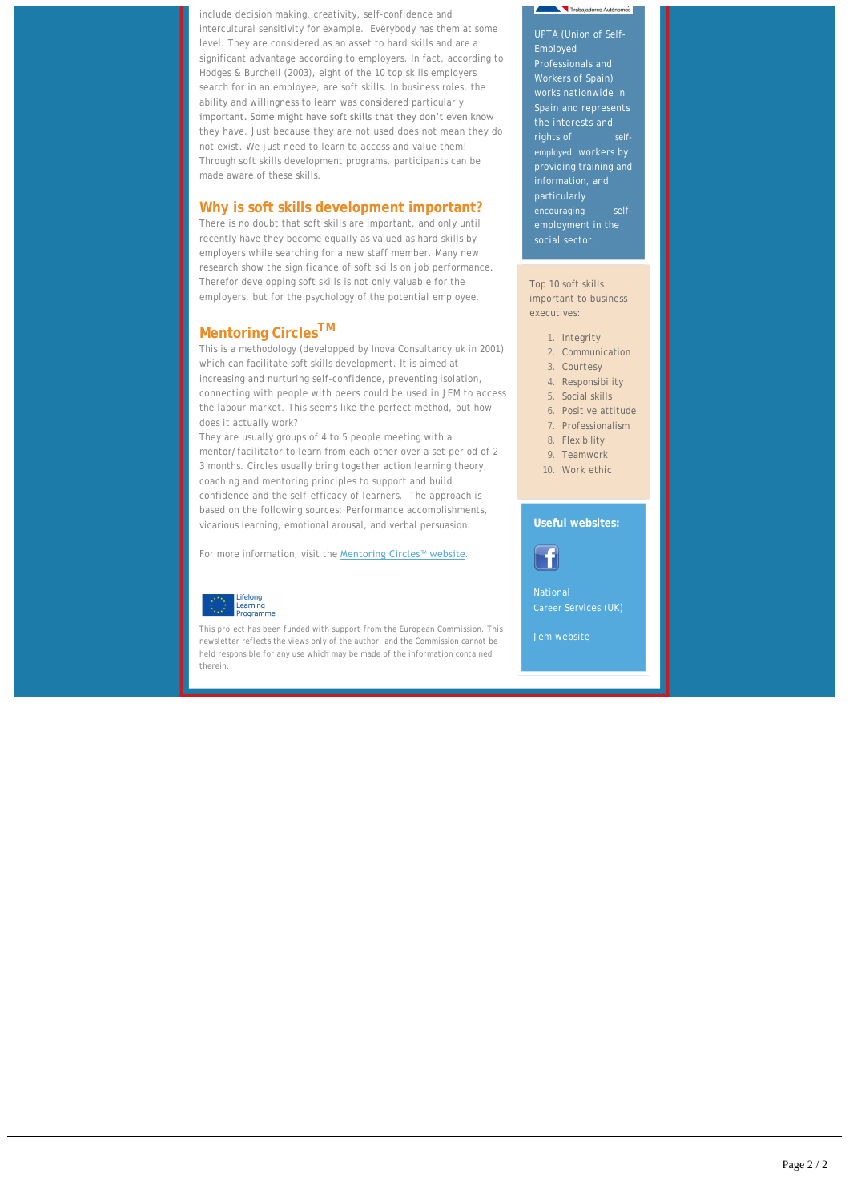include decision making, creativity, self-confidence and intercultural sensitivity for example. Everybody has them at some level. They are considered as an asset to hard skills and are a significant advantage according to employers. In fact, according to Hodges & Burchell (2003), eight of the 10 top skills employers search for in an employee, are soft skills. In business roles, the ability and willingness to learn was considered particularly important. Some might have soft skills that they don't even know they have. Just because they are not used does not mean they do not exist. We just need to learn to access and value them! Through soft skills development programs, participants can be made aware of these skills.

## Why is soft skills development important?

There is no doubt that soft skills are important, and only until recently have they become equally as valued as hard skills by employers while searching for a new staff member. Many new research show the significance of soft skills on job performance. Therefor developping soft skills is not only valuable for the employers, but for the psychology of the potential employee.

## Mentoring Circles™

This is a methodology (developped by Inova Consultancy uk in 2001) which can facilitate soft skills development. It is aimed at increasing and nurturing self-confidence, preventing isolation, connecting with people with peers could be used in JEM to access the labour market. This seems like the perfect method, but how does it actually work?

They are usually groups of 4 to 5 people meeting with a mentor/facilitator to learn from each other over a set period of 2-3 months. Circles usually bring together action learning theory, coaching and mentoring principles to support and build confidence and the self-efficacy of learners. The approach is based on the following sources: Performance accomplishments, vicarious learning, emotional arousal, and verbal persuasion.

For more information, visit the Mentoring Circles™ website.

Lifelong Learning Programme

This project has been funded with support from the European Commission. This newsletter reflects the views only of the author, and the Commission cannot be held responsible for any use which may be made of the information contained therein.

Trabajadores Autónomos

UPTA (Union of Self-Employed Professionals and Workers of Spain) works nationwide in Spain and represents the interests and rights of self-employed workers by providing training and information, and particularly encouraging self-employment in the social sector.

Top 10 soft skills important to business executives:

1. Integrity
2. Communication
3. Courtesy
4. Responsibility
5. Social skills
6. Positive attitude
7. Professionalism
8. Flexibility
9. Teamwork
10. Work ethic

**Useful websites:**

National Career Services (UK)

Jem website